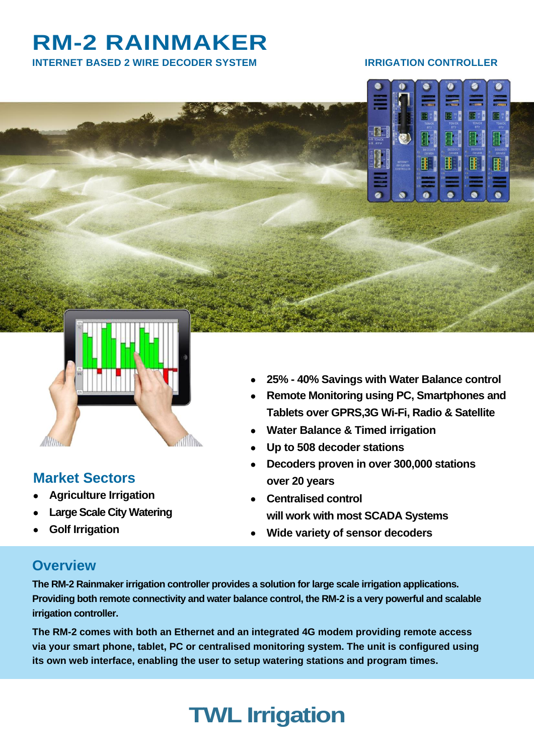# RM-2 RAINMAKER

**INTERNET BASED 2 WIRE DECODER SYSTEM**

**IRRIGATION CONTROLLER**

- **25% - 40% Savings with Water Balance control**
- **Remote Monitoring using PC, Smartphones and Tablets over GPRS,3G Wi-Fi, Radio & Satellite**
- **Water Balance & Timed irrigation**
- **Up to 508 decoder stations**
- **Decoders proven in over 300,000 stations over 20 years**
- **Centralised control will work with most SCADA Systems**
- **Wide variety of sensor decoders**

## Market Sectors

- **Agriculture Irrigation**
- **Large Scale City Watering**
- **Golf Irrigation**

## Overview

**The RM-2 Rainmaker irrigation controller provides a solution for large scale irrigation applications. Providing both remote connectivity and water balance control, the RM-2 is a very powerful and scalable irrigation controller.**

**The RM-2 comes with both an Ethernet and an integrated 4G modem providing remote access via your smart phone, tablet, PC or centralised monitoring system. The unit is configured using its own web interface, enabling the user to setup watering stations and program times.**

# TWL Irrigation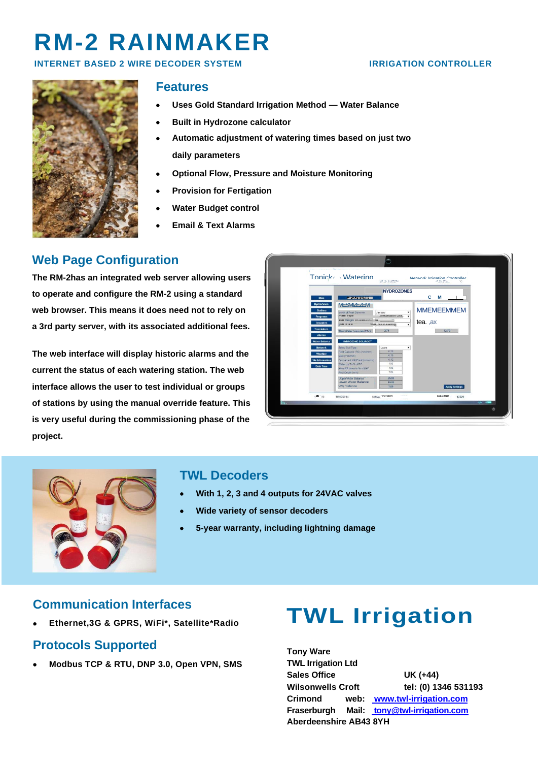# RM-2 RAINMAKER

**INTERNET BASED 2 WIRE DECODER SYSTEM** **IRRIGATION CONTROLLER**

## Features

- Uses Gold Standard Irrigation Method — Water Balance
- Built in Hydrozone calculator
- Automatic adjustment of watering times based on just two daily parameters
- Optional Flow, Pressure and Moisture Monitoring
- Provision for Fertigation
- Water Budget control
- Email & Text Alarms

## Web Page Configuration

The RM-2has an integrated web server allowing users to operate and configure the RM-2 using a standard web browser. This means it does need not to rely on a 3rd party server, with its associated additional fees.

The web interface will display historic alarms and the current the status of each watering station. The web interface allows the user to test individual or groups of stations by using the manual override feature. This is very useful during the commissioning phase of the project.

## TWL Decoders

- With 1, 2, 3 and 4 outputs for 24VAC valves
- Wide variety of sensor decoders
- 5-year warranty, including lightning damage

## Communication Interfaces

- Ethernet,3G & GPRS, WiFi*, Satellite*Radio

## Protocols Supported

- Modbus TCP & RTU, DNP 3.0, Open VPN, SMS

# TWL Irrigation

Tony Ware
TWL Irrigation Ltd
Sales Office UK (+44)
Wilsonwells Croft tel: (0) 1346 531193
Crimond web: www.twl-irrigation.com
Fraserburgh Mail: tony@twl-irrigation.com
Aberdeenshire AB43 8YH